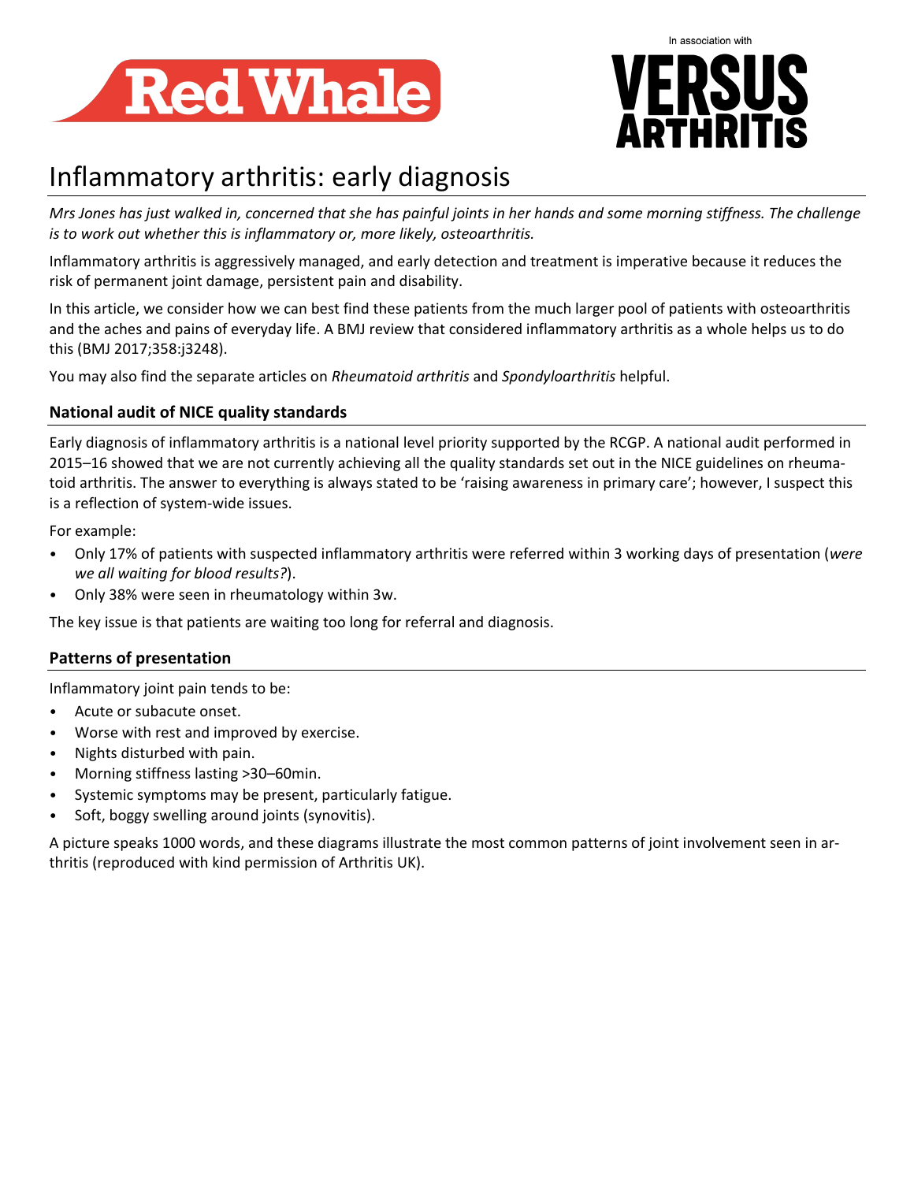# Inflammatory arthritis: early diagnosis

*Mrs Jones has just walked in, concerned that she has painful joints in her hands and some morning stiffness. The challenge is to work out whether this is inflammatory or, more likely, osteoarthritis.*

Inflammatory arthritis is aggressively managed, and early detection and treatment is imperative because it reduces the risk of permanent joint damage, persistent pain and disability.

In this article, we consider how we can best find these patients from the much larger pool of patients with osteoarthritis and the aches and pains of everyday life. A BMJ review that considered inflammatory arthritis as a whole helps us to do this (BMJ 2017;358:j3248).

You may also find the separate articles on *Rheumatoid arthritis* and *Spondyloarthritis* helpful.

## National audit of NICE quality standards

Early diagnosis of inflammatory arthritis is a national level priority supported by the RCGP. A national audit performed in 2015–16 showed that we are not currently achieving all the quality standards set out in the NICE guidelines on rheumatoid arthritis. The answer to everything is always stated to be 'raising awareness in primary care'; however, I suspect this is a reflection of system-wide issues.

For example:

- Only 17% of patients with suspected inflammatory arthritis were referred within 3 working days of presentation (*were we all waiting for blood results?*).
- Only 38% were seen in rheumatology within 3w.

The key issue is that patients are waiting too long for referral and diagnosis.

## Patterns of presentation

Inflammatory joint pain tends to be:

- Acute or subacute onset.
- Worse with rest and improved by exercise.
- Nights disturbed with pain.
- Morning stiffness lasting >30–60min.
- Systemic symptoms may be present, particularly fatigue.
- Soft, boggy swelling around joints (synovitis).

A picture speaks 1000 words, and these diagrams illustrate the most common patterns of joint involvement seen in arthritis (reproduced with kind permission of Arthritis UK).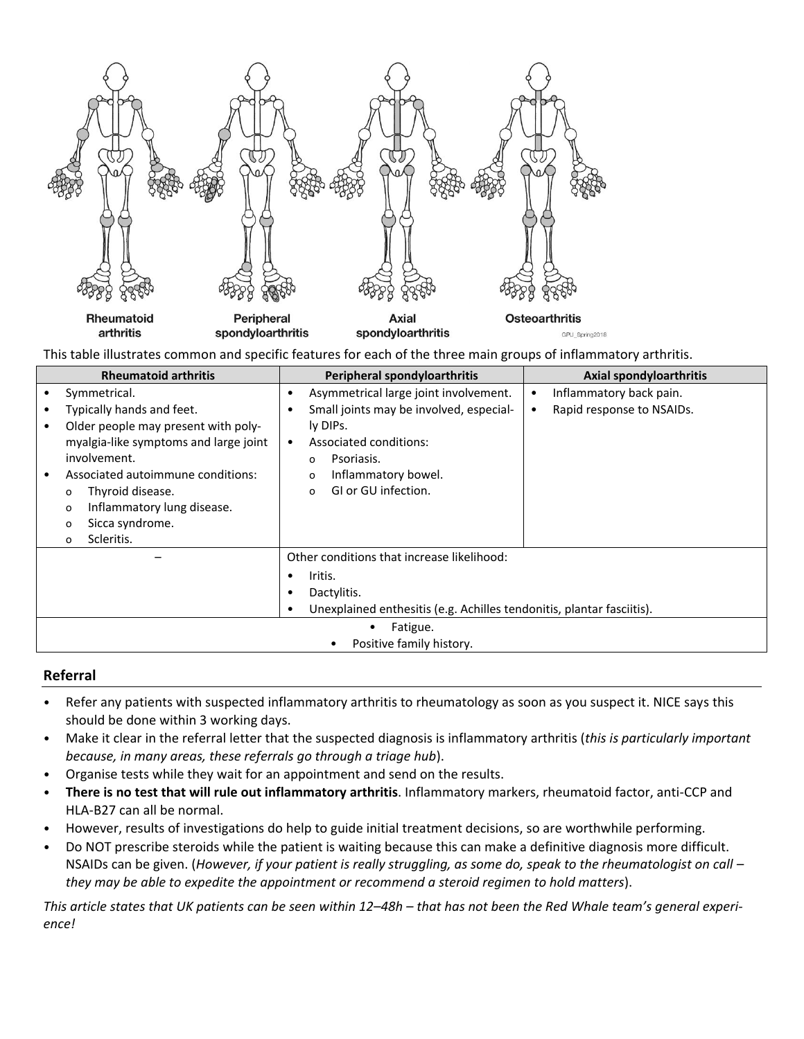Rheumatoid arthritis | Peripheral spondyloarthritis | Axial spondyloarthritis | Osteoarthritis

This table illustrates common and specific features for each of the three main groups of inflammatory arthritis.

| Rheumatoid arthritis | Peripheral spondyloarthritis | Axial spondyloarthritis |
|---|---|---|
| • Symmetrical.<br>• Typically hands and feet.<br>• Older people may present with polymyalgia-like symptoms and large joint involvement.<br>• Associated autoimmune conditions:<br>  o Thyroid disease.<br>  o Inflammatory lung disease.<br>  o Sicca syndrome.<br>  o Scleritis. | • Asymmetrical large joint involvement.<br>• Small joints may be involved, especially DIPs.<br>• Associated conditions:<br>  o Psoriasis.<br>  o Inflammatory bowel.<br>  o GI or GU infection. | • Inflammatory back pain.<br>• Rapid response to NSAIDs. |
| – | Other conditions that increase likelihood:<br>• Iritis.<br>• Dactylitis.<br>• Unexplained enthesitis (e.g. Achilles tendonitis, plantar fasciitis). | |
| • Fatigue.<br>• Positive family history. | | |

## Referral

- Refer any patients with suspected inflammatory arthritis to rheumatology as soon as you suspect it. NICE says this should be done within 3 working days.
- Make it clear in the referral letter that the suspected diagnosis is inflammatory arthritis (*this is particularly important because, in many areas, these referrals go through a triage hub*).
- Organise tests while they wait for an appointment and send on the results.
- **There is no test that will rule out inflammatory arthritis**. Inflammatory markers, rheumatoid factor, anti-CCP and HLA-B27 can all be normal.
- However, results of investigations do help to guide initial treatment decisions, so are worthwhile performing.
- Do NOT prescribe steroids while the patient is waiting because this can make a definitive diagnosis more difficult. NSAIDs can be given. (*However, if your patient is really struggling, as some do, speak to the rheumatologist on call – they may be able to expedite the appointment or recommend a steroid regimen to hold matters*).

*This article states that UK patients can be seen within 12–48h – that has not been the Red Whale team's general experience!*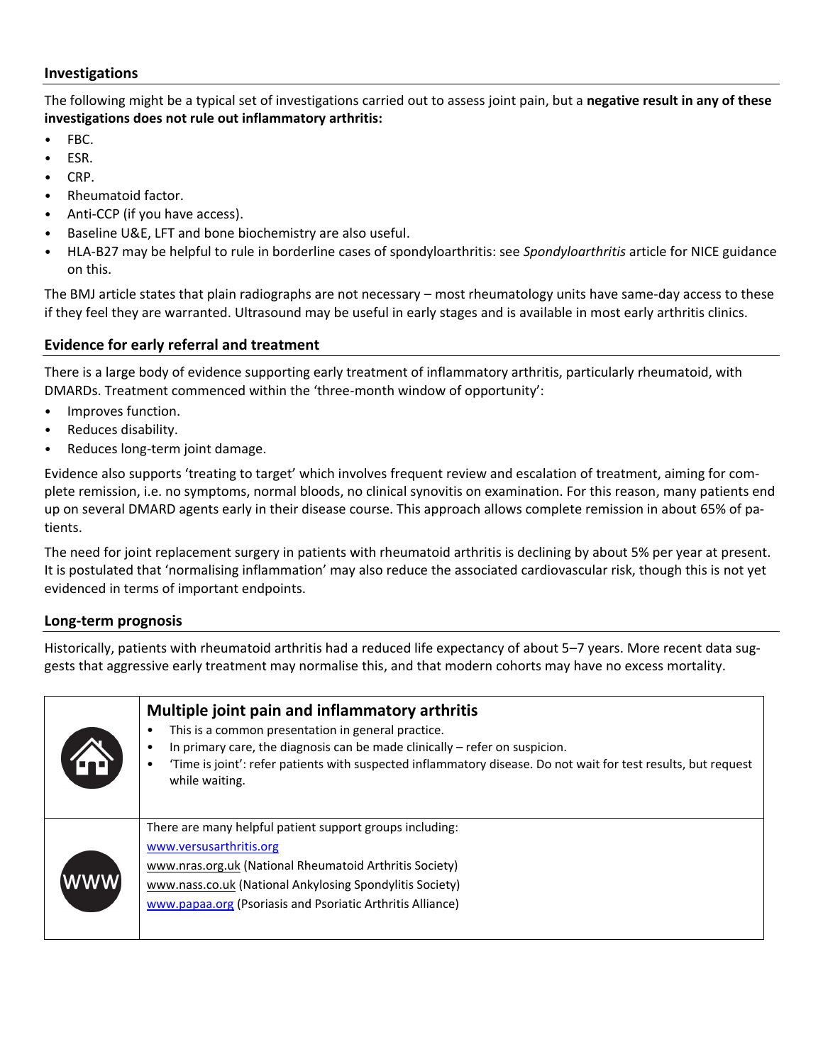### Investigations

The following might be a typical set of investigations carried out to assess joint pain, but a **negative result in any of these investigations does not rule out inflammatory arthritis:**

- FBC.
- ESR.
- CRP.
- Rheumatoid factor.
- Anti-CCP (if you have access).
- Baseline U&E, LFT and bone biochemistry are also useful.
- HLA-B27 may be helpful to rule in borderline cases of spondyloarthritis: see *Spondyloarthritis* article for NICE guidance on this.

The BMJ article states that plain radiographs are not necessary – most rheumatology units have same-day access to these if they feel they are warranted. Ultrasound may be useful in early stages and is available in most early arthritis clinics.

### Evidence for early referral and treatment

There is a large body of evidence supporting early treatment of inflammatory arthritis, particularly rheumatoid, with DMARDs. Treatment commenced within the 'three-month window of opportunity':

- Improves function.
- Reduces disability.
- Reduces long-term joint damage.

Evidence also supports 'treating to target' which involves frequent review and escalation of treatment, aiming for complete remission, i.e. no symptoms, normal bloods, no clinical synovitis on examination. For this reason, many patients end up on several DMARD agents early in their disease course. This approach allows complete remission in about 65% of patients.

The need for joint replacement surgery in patients with rheumatoid arthritis is declining by about 5% per year at present. It is postulated that 'normalising inflammation' may also reduce the associated cardiovascular risk, though this is not yet evidenced in terms of important endpoints.

### Long-term prognosis

Historically, patients with rheumatoid arthritis had a reduced life expectancy of about 5–7 years. More recent data suggests that aggressive early treatment may normalise this, and that modern cohorts may have no excess mortality.

**Multiple joint pain and inflammatory arthritis**

- This is a common presentation in general practice.
- In primary care, the diagnosis can be made clinically – refer on suspicion.
- 'Time is joint': refer patients with suspected inflammatory disease. Do not wait for test results, but request while waiting.

There are many helpful patient support groups including:

www.versusarthritis.org
www.nras.org.uk (National Rheumatoid Arthritis Society)
www.nass.co.uk (National Ankylosing Spondylitis Society)
www.papaa.org (Psoriasis and Psoriatic Arthritis Alliance)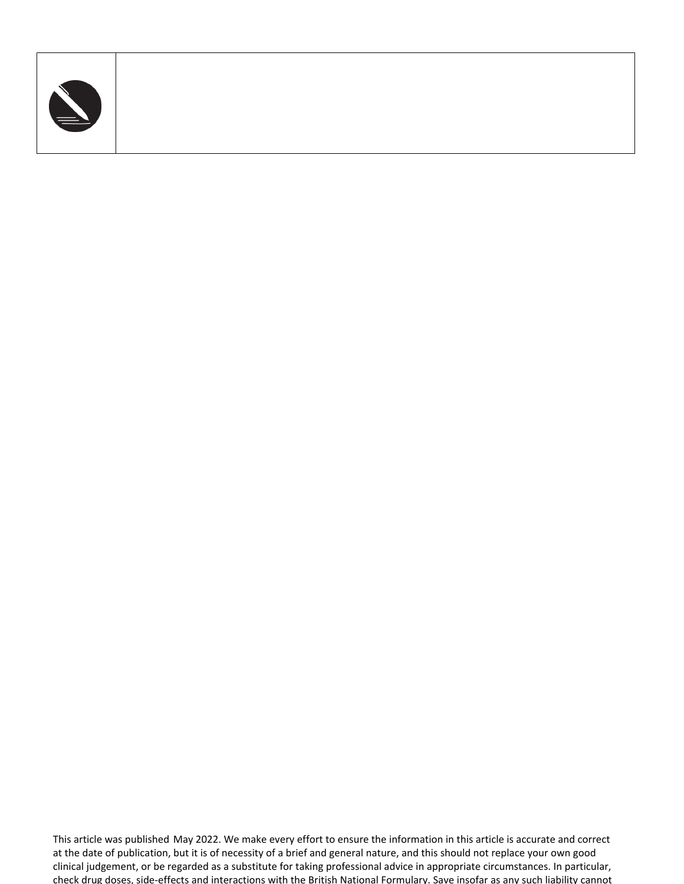This article was published May 2022. We make every effort to ensure the information in this article is accurate and correct at the date of publication, but it is of necessity of a brief and general nature, and this should not replace your own good clinical judgement, or be regarded as a substitute for taking professional advice in appropriate circumstances. In particular, check drug doses, side-effects and interactions with the British National Formulary. Save insofar as any such liability cannot